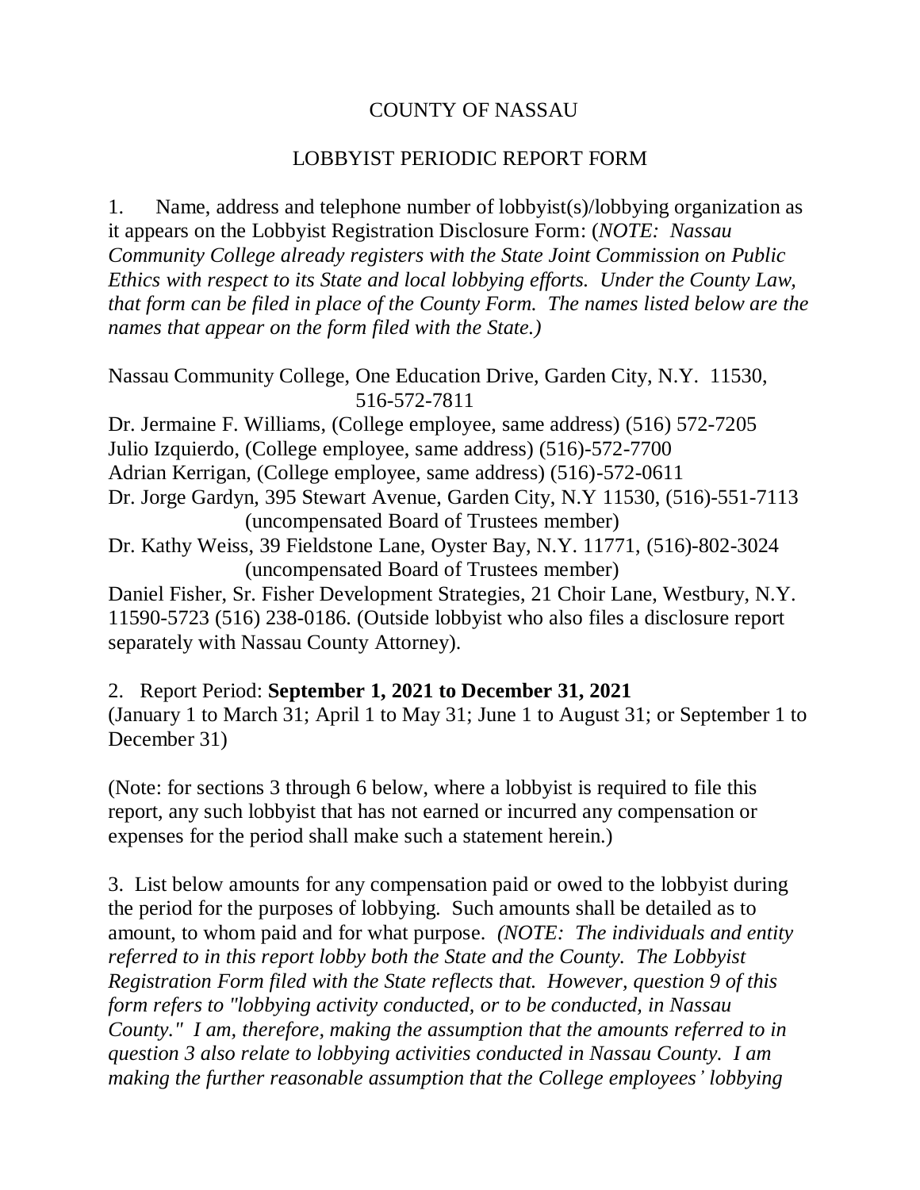COUNTY OF NASSAU

LOBBYIST PERIODIC REPORT FORM

1. Name, address and telephone number of lobbyist(s)/lobbying organization as it appears on the Lobbyist Registration Disclosure Form: (*NOTE: Nassau Community College already registers with the State Joint Commission on Public Ethics with respect to its State and local lobbying efforts. Under the County Law, that form can be filed in place of the County Form. The names listed below are the names that appear on the form filed with the State.)*

Nassau Community College, One Education Drive, Garden City, N.Y. 11530, 516-572-7811
Dr. Jermaine F. Williams, (College employee, same address) (516) 572-7205
Julio Izquierdo, (College employee, same address) (516)-572-7700
Adrian Kerrigan, (College employee, same address) (516)-572-0611
Dr. Jorge Gardyn, 395 Stewart Avenue, Garden City, N.Y 11530, (516)-551-7113 (uncompensated Board of Trustees member)
Dr. Kathy Weiss, 39 Fieldstone Lane, Oyster Bay, N.Y. 11771, (516)-802-3024 (uncompensated Board of Trustees member)
Daniel Fisher, Sr. Fisher Development Strategies, 21 Choir Lane, Westbury, N.Y. 11590-5723 (516) 238-0186. (Outside lobbyist who also files a disclosure report separately with Nassau County Attorney).

2. Report Period: **September 1, 2021 to December 31, 2021**
(January 1 to March 31; April 1 to May 31; June 1 to August 31; or September 1 to December 31)

(Note: for sections 3 through 6 below, where a lobbyist is required to file this report, any such lobbyist that has not earned or incurred any compensation or expenses for the period shall make such a statement herein.)

3. List below amounts for any compensation paid or owed to the lobbyist during the period for the purposes of lobbying. Such amounts shall be detailed as to amount, to whom paid and for what purpose. *(NOTE: The individuals and entity referred to in this report lobby both the State and the County. The Lobbyist Registration Form filed with the State reflects that. However, question 9 of this form refers to "lobbying activity conducted, or to be conducted, in Nassau County." I am, therefore, making the assumption that the amounts referred to in question 3 also relate to lobbying activities conducted in Nassau County. I am making the further reasonable assumption that the College employees' lobbying*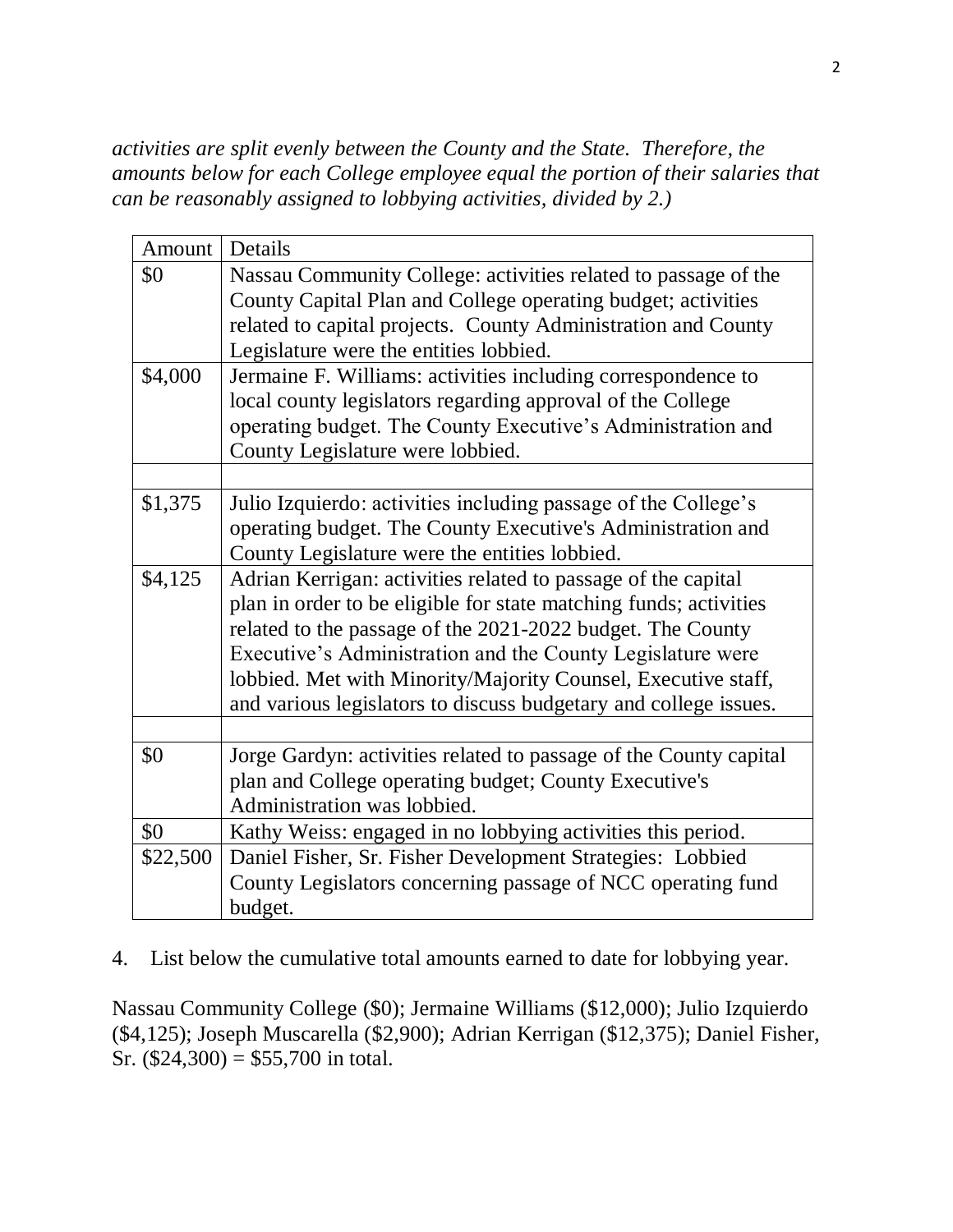*activities are split evenly between the County and the State. Therefore, the amounts below for each College employee equal the portion of their salaries that can be reasonably assigned to lobbying activities, divided by 2.)*

| Amount | Details |
|---|---|
| $0 | Nassau Community College: activities related to passage of the County Capital Plan and College operating budget; activities related to capital projects. County Administration and County Legislature were the entities lobbied. |
| $4,000 | Jermaine F. Williams: activities including correspondence to local county legislators regarding approval of the College operating budget. The County Executive's Administration and County Legislature were lobbied. |
| | |
| $1,375 | Julio Izquierdo: activities including passage of the College's operating budget. The County Executive's Administration and County Legislature were the entities lobbied. |
| $4,125 | Adrian Kerrigan: activities related to passage of the capital plan in order to be eligible for state matching funds; activities related to the passage of the 2021-2022 budget. The County Executive's Administration and the County Legislature were lobbied. Met with Minority/Majority Counsel, Executive staff, and various legislators to discuss budgetary and college issues. |
| | |
| $0 | Jorge Gardyn: activities related to passage of the County capital plan and College operating budget; County Executive's Administration was lobbied. |
| $0 | Kathy Weiss: engaged in no lobbying activities this period. |
| $22,500 | Daniel Fisher, Sr. Fisher Development Strategies: Lobbied County Legislators concerning passage of NCC operating fund budget. |

4. List below the cumulative total amounts earned to date for lobbying year.

Nassau Community College ($0); Jermaine Williams ($12,000); Julio Izquierdo ($4,125); Joseph Muscarella ($2,900); Adrian Kerrigan ($12,375); Daniel Fisher, Sr. ($24,300) = $55,700 in total.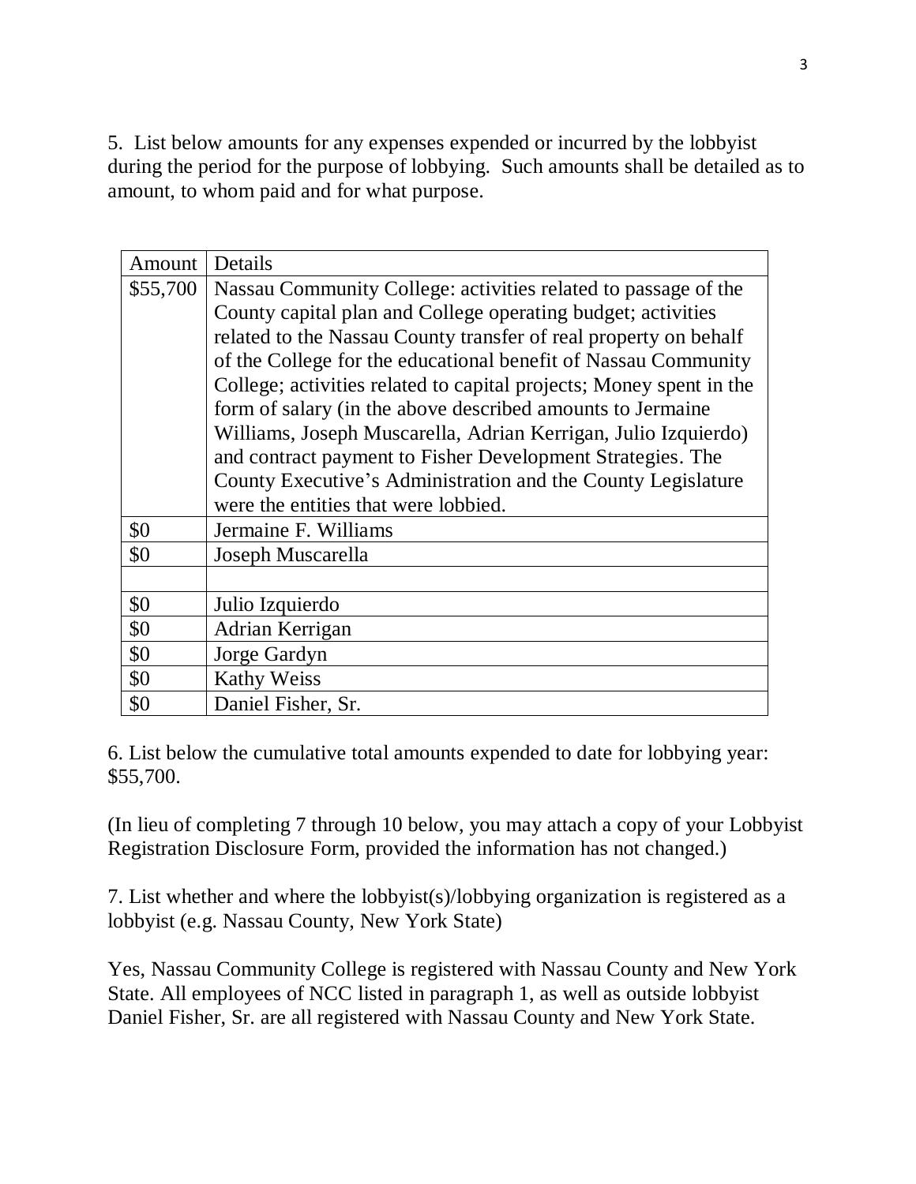5. List below amounts for any expenses expended or incurred by the lobbyist during the period for the purpose of lobbying. Such amounts shall be detailed as to amount, to whom paid and for what purpose.

| Amount | Details |
| --- | --- |
| $55,700 | Nassau Community College: activities related to passage of the County capital plan and College operating budget; activities related to the Nassau County transfer of real property on behalf of the College for the educational benefit of Nassau Community College; activities related to capital projects; Money spent in the form of salary (in the above described amounts to Jermaine Williams, Joseph Muscarella, Adrian Kerrigan, Julio Izquierdo) and contract payment to Fisher Development Strategies. The County Executive's Administration and the County Legislature were the entities that were lobbied. |
| $0 | Jermaine F. Williams |
| $0 | Joseph Muscarella |
| | |
| $0 | Julio Izquierdo |
| $0 | Adrian Kerrigan |
| $0 | Jorge Gardyn |
| $0 | Kathy Weiss |
| $0 | Daniel Fisher, Sr. |

6. List below the cumulative total amounts expended to date for lobbying year: $55,700.

(In lieu of completing 7 through 10 below, you may attach a copy of your Lobbyist Registration Disclosure Form, provided the information has not changed.)

7. List whether and where the lobbyist(s)/lobbying organization is registered as a lobbyist (e.g. Nassau County, New York State)

Yes, Nassau Community College is registered with Nassau County and New York State. All employees of NCC listed in paragraph 1, as well as outside lobbyist Daniel Fisher, Sr. are all registered with Nassau County and New York State.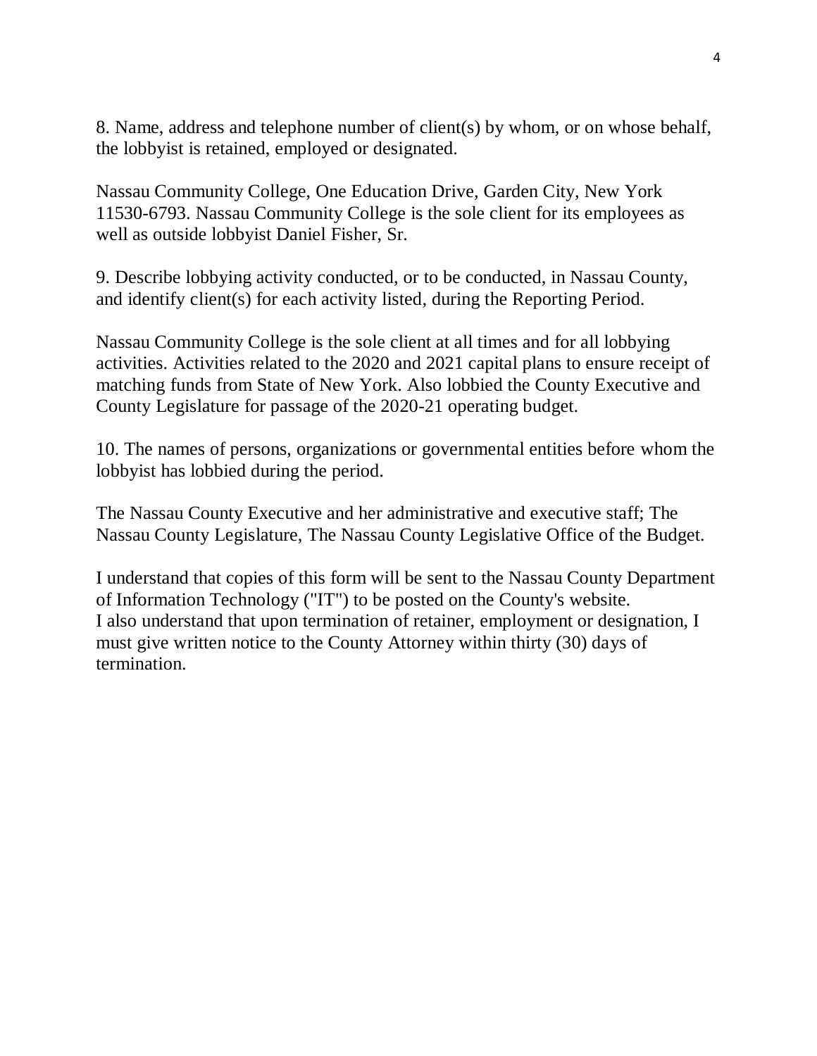8. Name, address and telephone number of client(s) by whom, or on whose behalf, the lobbyist is retained, employed or designated.

Nassau Community College, One Education Drive, Garden City, New York 11530-6793. Nassau Community College is the sole client for its employees as well as outside lobbyist Daniel Fisher, Sr.

9. Describe lobbying activity conducted, or to be conducted, in Nassau County, and identify client(s) for each activity listed, during the Reporting Period.

Nassau Community College is the sole client at all times and for all lobbying activities. Activities related to the 2020 and 2021 capital plans to ensure receipt of matching funds from State of New York. Also lobbied the County Executive and County Legislature for passage of the 2020-21 operating budget.

10. The names of persons, organizations or governmental entities before whom the lobbyist has lobbied during the period.

The Nassau County Executive and her administrative and executive staff; The Nassau County Legislature, The Nassau County Legislative Office of the Budget.

I understand that copies of this form will be sent to the Nassau County Department of Information Technology ("IT") to be posted on the County's website.
I also understand that upon termination of retainer, employment or designation, I must give written notice to the County Attorney within thirty (30) days of termination.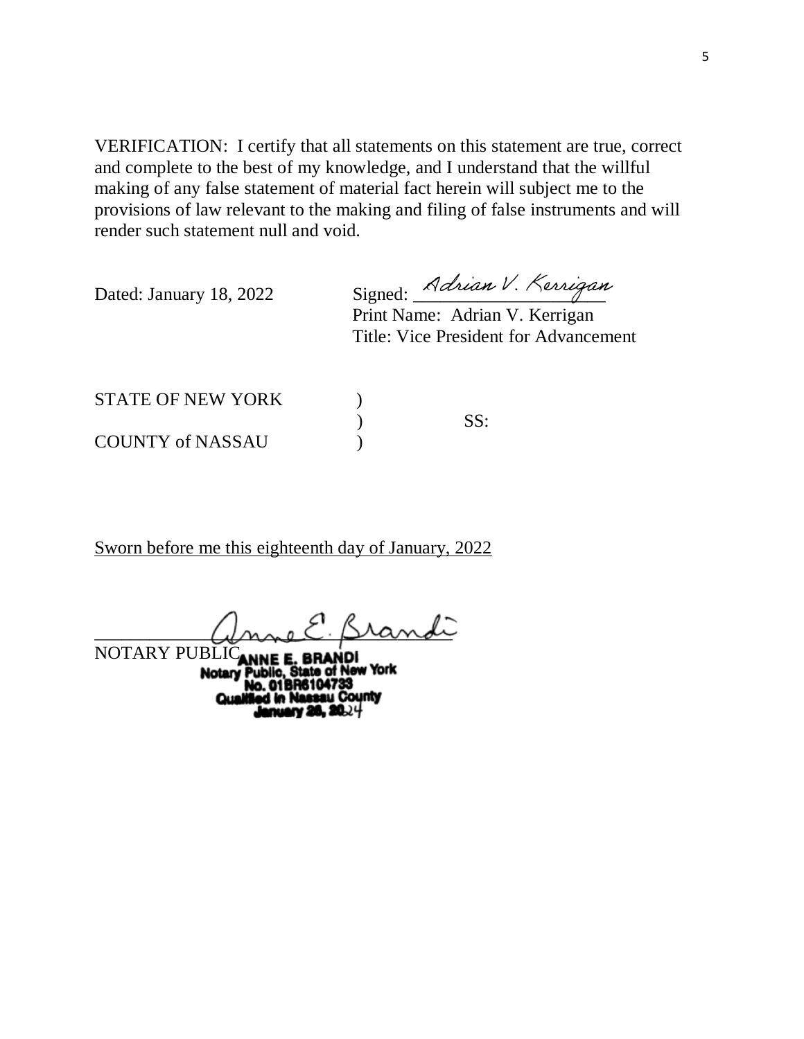VERIFICATION: I certify that all statements on this statement are true, correct and complete to the best of my knowledge, and I understand that the willful making of any false statement of material fact herein will subject me to the provisions of law relevant to the making and filing of false instruments and will render such statement null and void.

Dated: January 18, 2022

Signed: Adrian V. Kerrigan
Print Name: Adrian V. Kerrigan
Title: Vice President for Advancement

STATE OF NEW YORK )
) SS:
COUNTY of NASSAU )

Sworn before me this eighteenth day of January, 2022

Anne E. Brandi
NOTARY PUBLIC

ANNE E. BRANDI
Notary Public, State of New York
No. 01BR6104733
Qualified in Nassau County
January 26, 2024